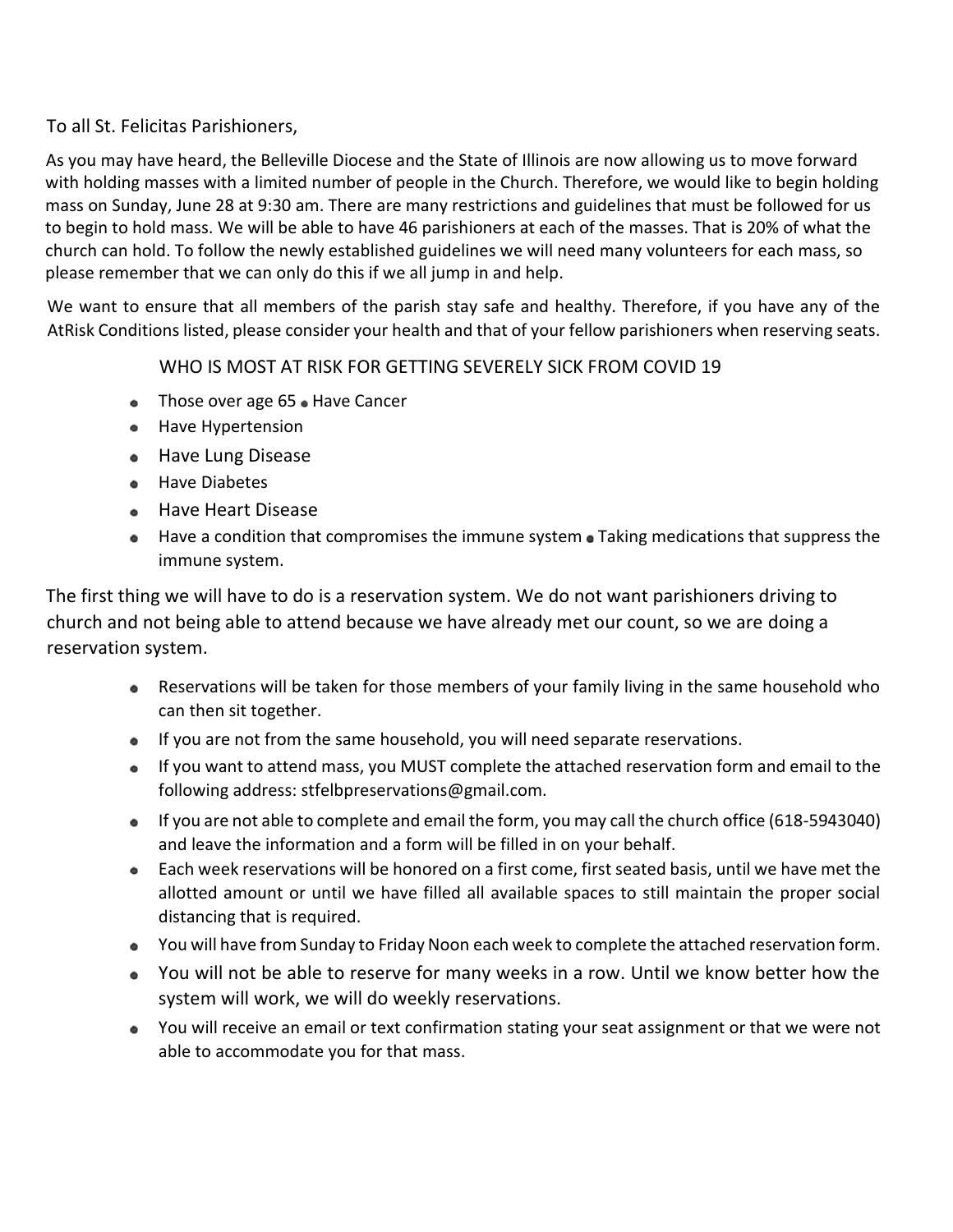To all St. Felicitas Parishioners,

As you may have heard, the Belleville Diocese and the State of Illinois are now allowing us to move forward with holding masses with a limited number of people in the Church. Therefore, we would like to begin holding mass on Sunday, June 28 at 9:30 am. There are many restrictions and guidelines that must be followed for us to begin to hold mass. We will be able to have 46 parishioners at each of the masses. That is 20% of what the church can hold. To follow the newly established guidelines we will need many volunteers for each mass, so please remember that we can only do this if we all jump in and help.

We want to ensure that all members of the parish stay safe and healthy. Therefore, if you have any of the AtRisk Conditions listed, please consider your health and that of your fellow parishioners when reserving seats.

WHO IS MOST AT RISK FOR GETTING SEVERELY SICK FROM COVID 19

- Those over age 65
- Have Cancer
- Have Hypertension
- Have Lung Disease
- Have Diabetes
- Have Heart Disease
- Have a condition that compromises the immune system
- Taking medications that suppress the immune system.

The first thing we will have to do is a reservation system. We do not want parishioners driving to church and not being able to attend because we have already met our count, so we are doing a reservation system.

- Reservations will be taken for those members of your family living in the same household who can then sit together.
- If you are not from the same household, you will need separate reservations.
- If you want to attend mass, you MUST complete the attached reservation form and email to the following address: stfelbpreservations@gmail.com.
- If you are not able to complete and email the form, you may call the church office (618-5943040) and leave the information and a form will be filled in on your behalf.
- Each week reservations will be honored on a first come, first seated basis, until we have met the allotted amount or until we have filled all available spaces to still maintain the proper social distancing that is required.
- You will have from Sunday to Friday Noon each week to complete the attached reservation form.
- You will not be able to reserve for many weeks in a row. Until we know better how the system will work, we will do weekly reservations.
- You will receive an email or text confirmation stating your seat assignment or that we were not able to accommodate you for that mass.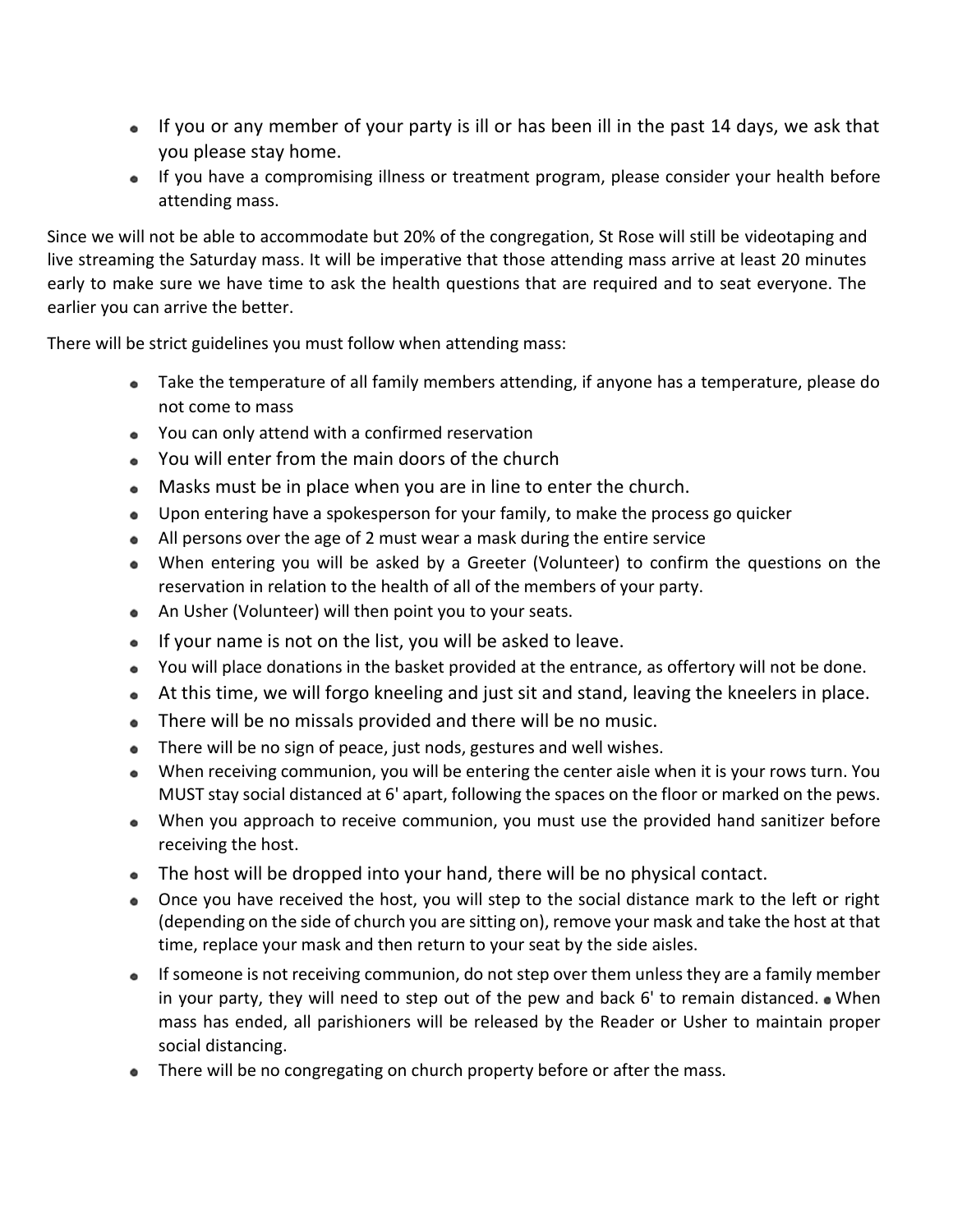- If you or any member of your party is ill or has been ill in the past 14 days, we ask that you please stay home.
- If you have a compromising illness or treatment program, please consider your health before attending mass.

Since we will not be able to accommodate but 20% of the congregation, St Rose will still be videotaping and live streaming the Saturday mass. It will be imperative that those attending mass arrive at least 20 minutes early to make sure we have time to ask the health questions that are required and to seat everyone. The earlier you can arrive the better.

There will be strict guidelines you must follow when attending mass:

- Take the temperature of all family members attending, if anyone has a temperature, please do not come to mass
- You can only attend with a confirmed reservation
- You will enter from the main doors of the church
- Masks must be in place when you are in line to enter the church.
- Upon entering have a spokesperson for your family, to make the process go quicker
- All persons over the age of 2 must wear a mask during the entire service
- When entering you will be asked by a Greeter (Volunteer) to confirm the questions on the reservation in relation to the health of all of the members of your party.
- An Usher (Volunteer) will then point you to your seats.
- If your name is not on the list, you will be asked to leave.
- You will place donations in the basket provided at the entrance, as offertory will not be done.
- At this time, we will forgo kneeling and just sit and stand, leaving the kneelers in place.
- There will be no missals provided and there will be no music.
- There will be no sign of peace, just nods, gestures and well wishes.
- When receiving communion, you will be entering the center aisle when it is your rows turn. You MUST stay social distanced at 6' apart, following the spaces on the floor or marked on the pews.
- When you approach to receive communion, you must use the provided hand sanitizer before receiving the host.
- The host will be dropped into your hand, there will be no physical contact.
- Once you have received the host, you will step to the social distance mark to the left or right (depending on the side of church you are sitting on), remove your mask and take the host at that time, replace your mask and then return to your seat by the side aisles.
- If someone is not receiving communion, do not step over them unless they are a family member in your party, they will need to step out of the pew and back 6' to remain distanced.
- When mass has ended, all parishioners will be released by the Reader or Usher to maintain proper social distancing.
- There will be no congregating on church property before or after the mass.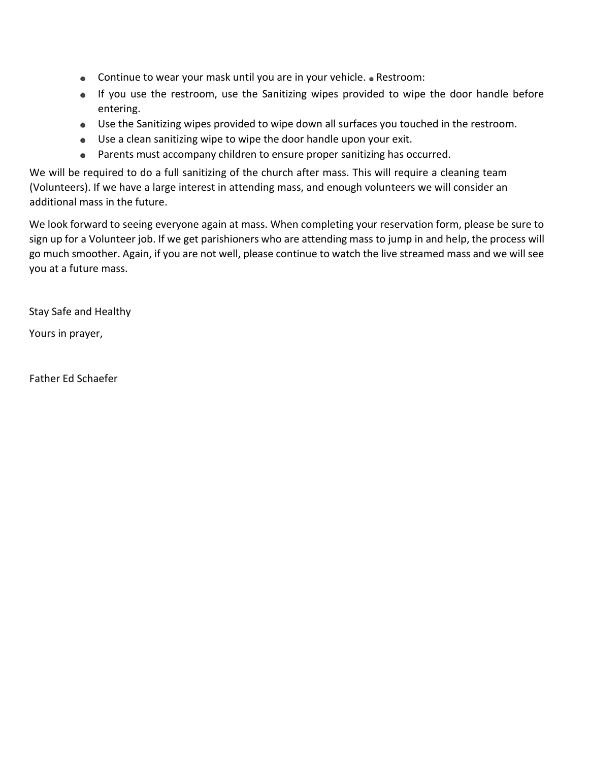- Continue to wear your mask until you are in your vehicle. • Restroom:
- If you use the restroom, use the Sanitizing wipes provided to wipe the door handle before entering.
- Use the Sanitizing wipes provided to wipe down all surfaces you touched in the restroom.
- Use a clean sanitizing wipe to wipe the door handle upon your exit.
- Parents must accompany children to ensure proper sanitizing has occurred.

We will be required to do a full sanitizing of the church after mass. This will require a cleaning team (Volunteers). If we have a large interest in attending mass, and enough volunteers we will consider an additional mass in the future.

We look forward to seeing everyone again at mass. When completing your reservation form, please be sure to sign up for a Volunteer job. If we get parishioners who are attending mass to jump in and help, the process will go much smoother. Again, if you are not well, please continue to watch the live streamed mass and we will see you at a future mass.

Stay Safe and Healthy

Yours in prayer,

Father Ed Schaefer